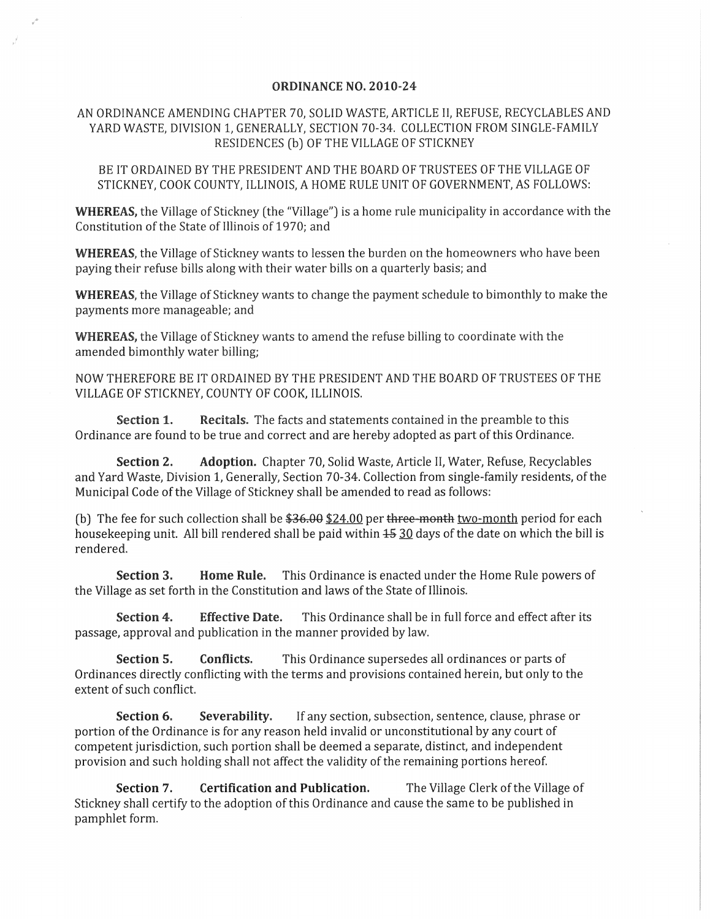# ORDINANCE NO. 2010-24

AN ORDINANCE AMENDING CHAPTER 70, SOLID WASTE, ARTICLE II, REFUSE, RECYCLABLES AND YARD WASTE, DIVISION 1, GENERALLY, SECTION 70-34. COLLECTION FROM SINGLE-FAMILY RESIDENCES (b) OF THE VILLAGE OF STICKNEY

BE IT ORDAINED BY THE PRESIDENT AND THE BOARD OF TRUSTEES OF THE VILLAGE OF STICKNEY, COOK COUNTY, ILLINOIS, A HOME RULE UNIT OF GOVERNMENT, AS FOLLOWS:

**WHEREAS,** the Village of Stickney (the "Village") is a home rule municipality in accordance with the Constitution of the State of Illinois of 1970; and

**WHEREAS**, the Village of Stickney wants to lessen the burden on the homeowners who have been paying their refuse bills along with their water bills on a quarterly basis; and

**WHEREAS**, the Village of Stickney wants to change the payment schedule to bimonthly to make the payments more manageable; and

**WHEREAS,** the Village of Stickney wants to amend the refuse billing to coordinate with the amended bimonthly water billing;

NOW THEREFORE BE IT ORDAINED BY THE PRESIDENT AND THE BOARD OF TRUSTEES OF THE VILLAGE OF STICKNEY, COUNTY OF COOK, ILLINOIS.

**Section 1. Recitals.** The facts and statements contained in the preamble to this Ordinance are found to be true and correct and are hereby adopted as part of this Ordinance.

**Section 2. Adoption.** Chapter 70, Solid Waste, Article II, Water, Refuse, Recyclables and Yard Waste, Division 1, Generally, Section 70-34. Collection from single-family residents, of the Municipal Code of the Village of Stickney shall be amended to read as follows:

(b) The fee for such collection shall be ~~$36.00~~ <u>$24.00</u> per ~~three-month~~ <u>two-month</u> period for each housekeeping unit. All bill rendered shall be paid within ~~15~~ <u>30</u> days of the date on which the bill is rendered.

**Section 3. Home Rule.** This Ordinance is enacted under the Home Rule powers of the Village as set forth in the Constitution and laws of the State of Illinois.

**Section 4. Effective Date.** This Ordinance shall be in full force and effect after its passage, approval and publication in the manner provided by law.

**Section 5. Conflicts.** This Ordinance supersedes all ordinances or parts of Ordinances directly conflicting with the terms and provisions contained herein, but only to the extent of such conflict.

**Section 6. Severability.** If any section, subsection, sentence, clause, phrase or portion of the Ordinance is for any reason held invalid or unconstitutional by any court of competent jurisdiction, such portion shall be deemed a separate, distinct, and independent provision and such holding shall not affect the validity of the remaining portions hereof.

**Section 7. Certification and Publication.** The Village Clerk of the Village of Stickney shall certify to the adoption of this Ordinance and cause the same to be published in pamphlet form.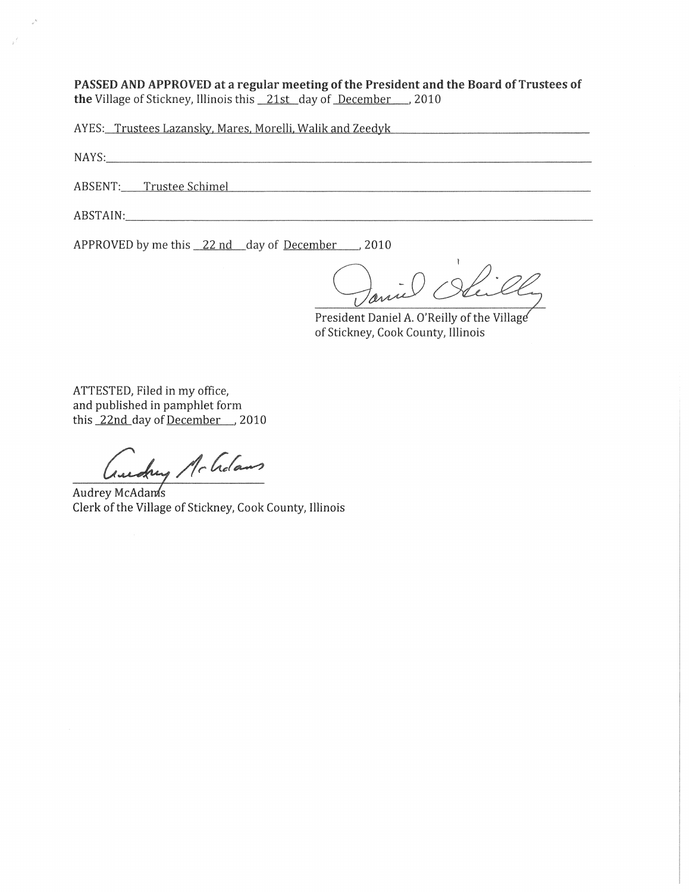**PASSED AND APPROVED at a regular meeting of the President and the Board of Trustees of the** Village of Stickney, Illinois this 21st day of December, 2010

AYES: Trustees Lazansky, Mares, Morelli, Walik and Zeedyk

NAYS:

ABSENT: Trustee Schimel

ABSTAIN:

APPROVED by me this 22 nd day of December, 2010

President Daniel A. O'Reilly of the Village of Stickney, Cook County, Illinois

ATTESTED, Filed in my office,
and published in pamphlet form
this 22nd day of December, 2010

Audrey McAdams
Clerk of the Village of Stickney, Cook County, Illinois